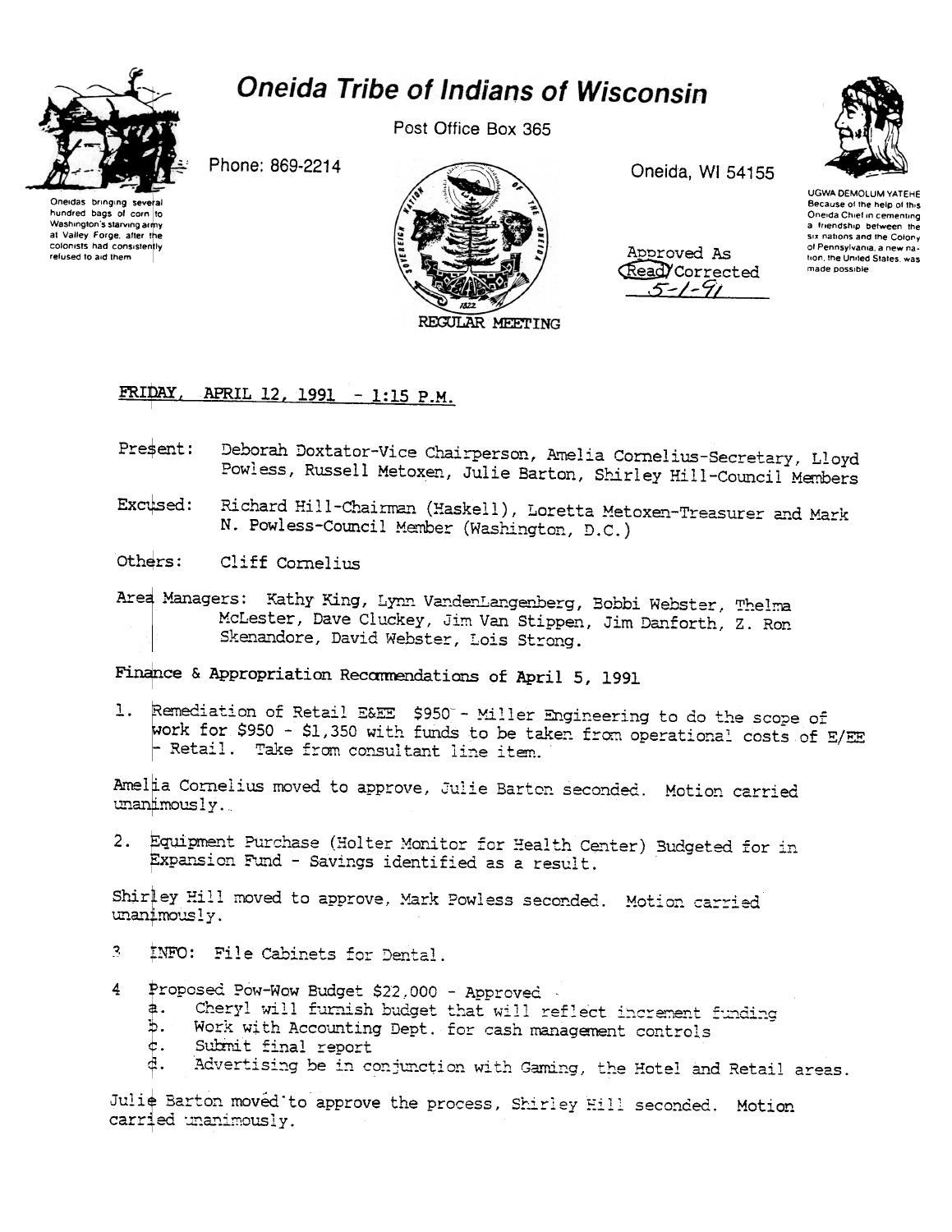# Oneida Tribe of Indians of Wisconsin

Post Office Box 365

Phone: 869-2214

Oneida, WI 54155

Oneidas bringing several hundred bags of corn to Washington's starving army at Valley Forge, after the colonists had consistently refused to aid them

UGWA DEMOLUM YATEHE
Because of the help of this Oneida Chief in cementing a friendship between the six nations and the Colony of Pennsylvania, a new nation, the United States, was made possible

Approved As Read/Corrected
5-1-91

REGULAR MEETING

## FRIDAY, APRIL 12, 1991 - 1:15 P.M.

Present: Deborah Doxtator-Vice Chairperson, Amelia Cornelius-Secretary, Lloyd Powless, Russell Metoxen, Julie Barton, Shirley Hill-Council Members

Excused: Richard Hill-Chairman (Haskell), Loretta Metoxen-Treasurer and Mark N. Powless-Council Member (Washington, D.C.)

Others: Cliff Cornelius

Area Managers: Kathy King, Lynn VandenLangenberg, Bobbi Webster, Thelma McLester, Dave Cluckey, Jim Van Stippen, Jim Danforth, Z. Ron Skenandore, David Webster, Lois Strong.

Finance & Appropriation Recommendations of April 5, 1991

1. Remediation of Retail E&EE $950 - Miller Engineering to do the scope of work for $950 - $1,350 with funds to be taken from operational costs of E/EE - Retail. Take from consultant line item.

Amelia Cornelius moved to approve, Julie Barton seconded. Motion carried unanimously.

2. Equipment Purchase (Holter Monitor for Health Center) Budgeted for in Expansion Fund - Savings identified as a result.

Shirley Hill moved to approve, Mark Powless seconded. Motion carried unanimously.

3. INFO: File Cabinets for Dental.

4. Proposed Pow-Wow Budget $22,000 - Approved
   a. Cheryl will furnish budget that will reflect increment funding
   b. Work with Accounting Dept. for cash management controls
   c. Submit final report
   d. Advertising be in conjunction with Gaming, the Hotel and Retail areas.

Julie Barton moved to approve the process, Shirley Hill seconded. Motion carried unanimously.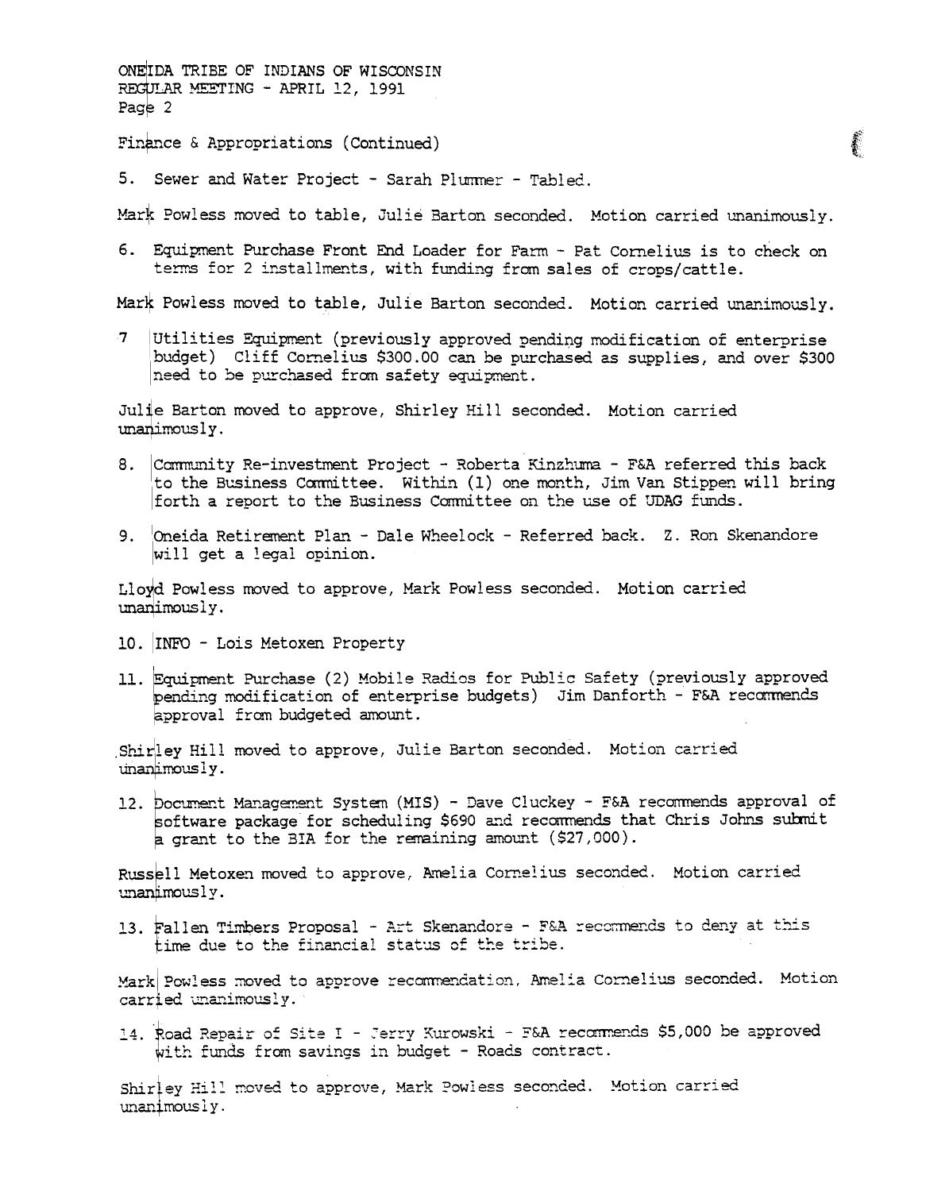Finance & Appropriations (Continued)

5. Sewer and Water Project - Sarah Plummer - Tabled.

Mark Powless moved to table, Julie Barton seconded. Motion carried unanimously.

6. Equipment Purchase Front End Loader for Farm - Pat Cornelius is to check on terms for 2 installments, with funding from sales of crops/cattle.

Mark Powless moved to table, Julie Barton seconded. Motion carried unanimously.

7. Utilities Equipment (previously approved pending modification of enterprise budget) Cliff Cornelius $300.00 can be purchased as supplies, and over $300 need to be purchased from safety equipment.

Julie Barton moved to approve, Shirley Hill seconded. Motion carried unanimously.

8. Community Re-investment Project - Roberta Kinzhuma - F&A referred this back to the Business Committee. Within (1) one month, Jim Van Stippen will bring forth a report to the Business Committee on the use of UDAG funds.

9. Oneida Retirement Plan - Dale Wheelock - Referred back. Z. Ron Skenandore will get a legal opinion.

Lloyd Powless moved to approve, Mark Powless seconded. Motion carried unanimously.

10. INFO - Lois Metoxen Property

11. Equipment Purchase (2) Mobile Radios for Public Safety (previously approved pending modification of enterprise budgets) Jim Danforth - F&A recommends approval from budgeted amount.

Shirley Hill moved to approve, Julie Barton seconded. Motion carried unanimously.

12. Document Management System (MIS) - Dave Cluckey - F&A recommends approval of software package for scheduling $690 and recommends that Chris Johns submit a grant to the BIA for the remaining amount ($27,000).

Russell Metoxen moved to approve, Amelia Cornelius seconded. Motion carried unanimously.

13. Fallen Timbers Proposal - Art Skenandore - F&A recommends to deny at this time due to the financial status of the tribe.

Mark Powless moved to approve recommendation, Amelia Cornelius seconded. Motion carried unanimously.

14. Road Repair of Site I - Jerry Kurowski - F&A recommends $5,000 be approved with funds from savings in budget - Roads contract.

Shirley Hill moved to approve, Mark Powless seconded. Motion carried unanimously.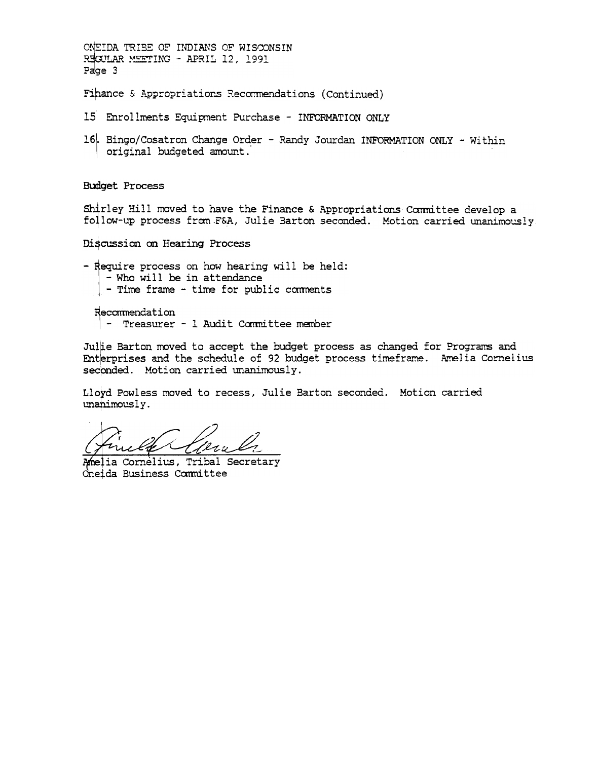Finance & Appropriations Recommendations (Continued)

15 Enrollments Equipment Purchase - INFORMATION ONLY

16. Bingo/Cosatron Change Order - Randy Jourdan INFORMATION ONLY - Within original budgeted amount.

Budget Process

Shirley Hill moved to have the Finance & Appropriations Committee develop a follow-up process from F&A, Julie Barton seconded. Motion carried unanimously

Discussion on Hearing Process

- Require process on how hearing will be held:
  - Who will be in attendance
  - Time frame - time for public comments

Recommendation
- Treasurer - 1 Audit Committee member

Julie Barton moved to accept the budget process as changed for Programs and Enterprises and the schedule of 92 budget process timeframe. Amelia Cornelius seconded. Motion carried unanimously.

Lloyd Powless moved to recess, Julie Barton seconded. Motion carried unanimously.

Amelia Cornelius, Tribal Secretary
Oneida Business Committee